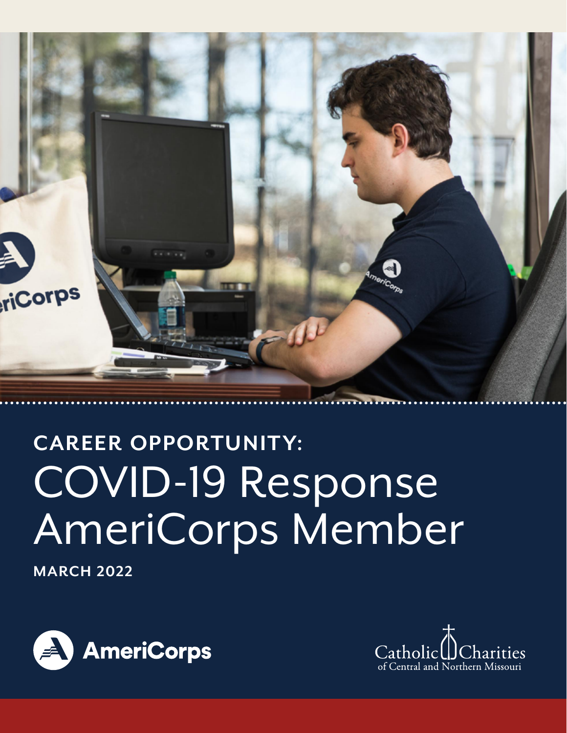**CAREER OPPORTUNITY:**

# COVID-19 Response AmeriCorps Member

**MARCH 2022**

AmeriCorps

Catholic Charities of Central and Northern Missouri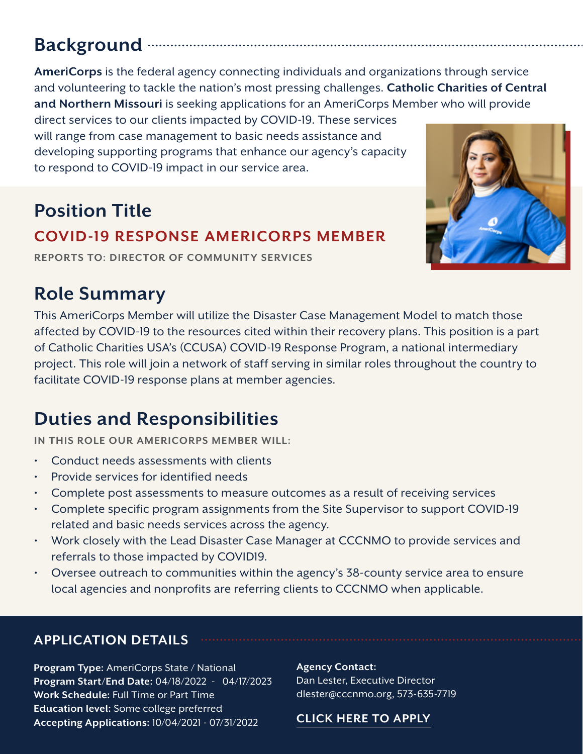## Background

**AmeriCorps** is the federal agency connecting individuals and organizations through service and volunteering to tackle the nation's most pressing challenges. **Catholic Charities of Central and Northern Missouri** is seeking applications for an AmeriCorps Member who will provide direct services to our clients impacted by COVID-19. These services will range from case management to basic needs assistance and developing supporting programs that enhance our agency's capacity to respond to COVID-19 impact in our service area.

## Position Title

### COVID-19 RESPONSE AMERICORPS MEMBER

**REPORTS TO: DIRECTOR OF COMMUNITY SERVICES**

## Role Summary

This AmeriCorps Member will utilize the Disaster Case Management Model to match those affected by COVID-19 to the resources cited within their recovery plans. This position is a part of Catholic Charities USA's (CCUSA) COVID-19 Response Program, a national intermediary project. This role will join a network of staff serving in similar roles throughout the country to facilitate COVID-19 response plans at member agencies.

## Duties and Responsibilities

**IN THIS ROLE OUR AMERICORPS MEMBER WILL:**

- Conduct needs assessments with clients
- Provide services for identified needs
- Complete post assessments to measure outcomes as a result of receiving services
- Complete specific program assignments from the Site Supervisor to support COVID-19 related and basic needs services across the agency.
- Work closely with the Lead Disaster Case Manager at CCCNMO to provide services and referrals to those impacted by COVID19.
- Oversee outreach to communities within the agency's 38-county service area to ensure local agencies and nonprofits are referring clients to CCCNMO when applicable.

### APPLICATION DETAILS

**Program Type:** AmeriCorps State / National
**Program Start/End Date:** 04/18/2022 - 04/17/2023
**Work Schedule:** Full Time or Part Time
**Education level:** Some college preferred
**Accepting Applications:** 10/04/2021 - 07/31/2022

**Agency Contact:**
Dan Lester, Executive Director
dlester@cccnmo.org, 573-635-7719

**CLICK HERE TO APPLY**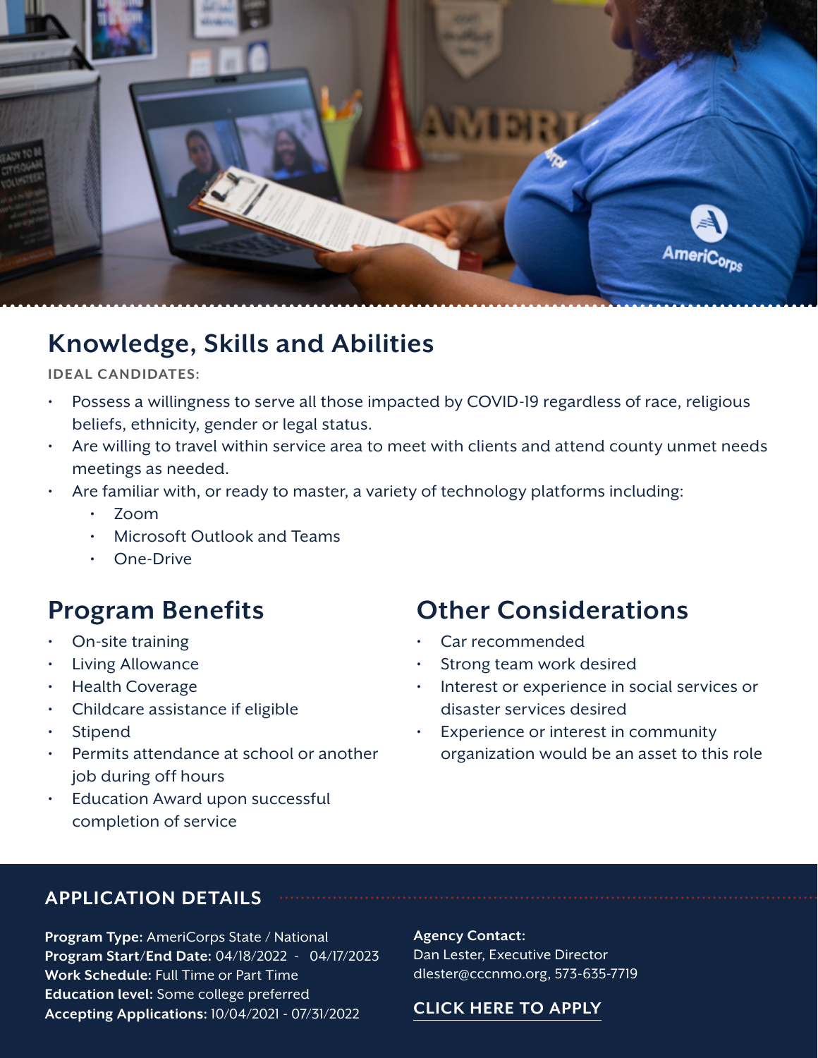## Knowledge, Skills and Abilities

**IDEAL CANDIDATES:**

- Possess a willingness to serve all those impacted by COVID-19 regardless of race, religious beliefs, ethnicity, gender or legal status.
- Are willing to travel within service area to meet with clients and attend county unmet needs meetings as needed.
- Are familiar with, or ready to master, a variety of technology platforms including:
  - Zoom
  - Microsoft Outlook and Teams
  - One-Drive

## Program Benefits

- On-site training
- Living Allowance
- Health Coverage
- Childcare assistance if eligible
- Stipend
- Permits attendance at school or another job during off hours
- Education Award upon successful completion of service

## Other Considerations

- Car recommended
- Strong team work desired
- Interest or experience in social services or disaster services desired
- Experience or interest in community organization would be an asset to this role

### APPLICATION DETAILS

**Program Type:** AmeriCorps State / National
**Program Start/End Date:** 04/18/2022 - 04/17/2023
**Work Schedule:** Full Time or Part Time
**Education level:** Some college preferred
**Accepting Applications:** 10/04/2021 - 07/31/2022

**Agency Contact:**
Dan Lester, Executive Director
dlester@cccnmo.org, 573-635-7719

**CLICK HERE TO APPLY**